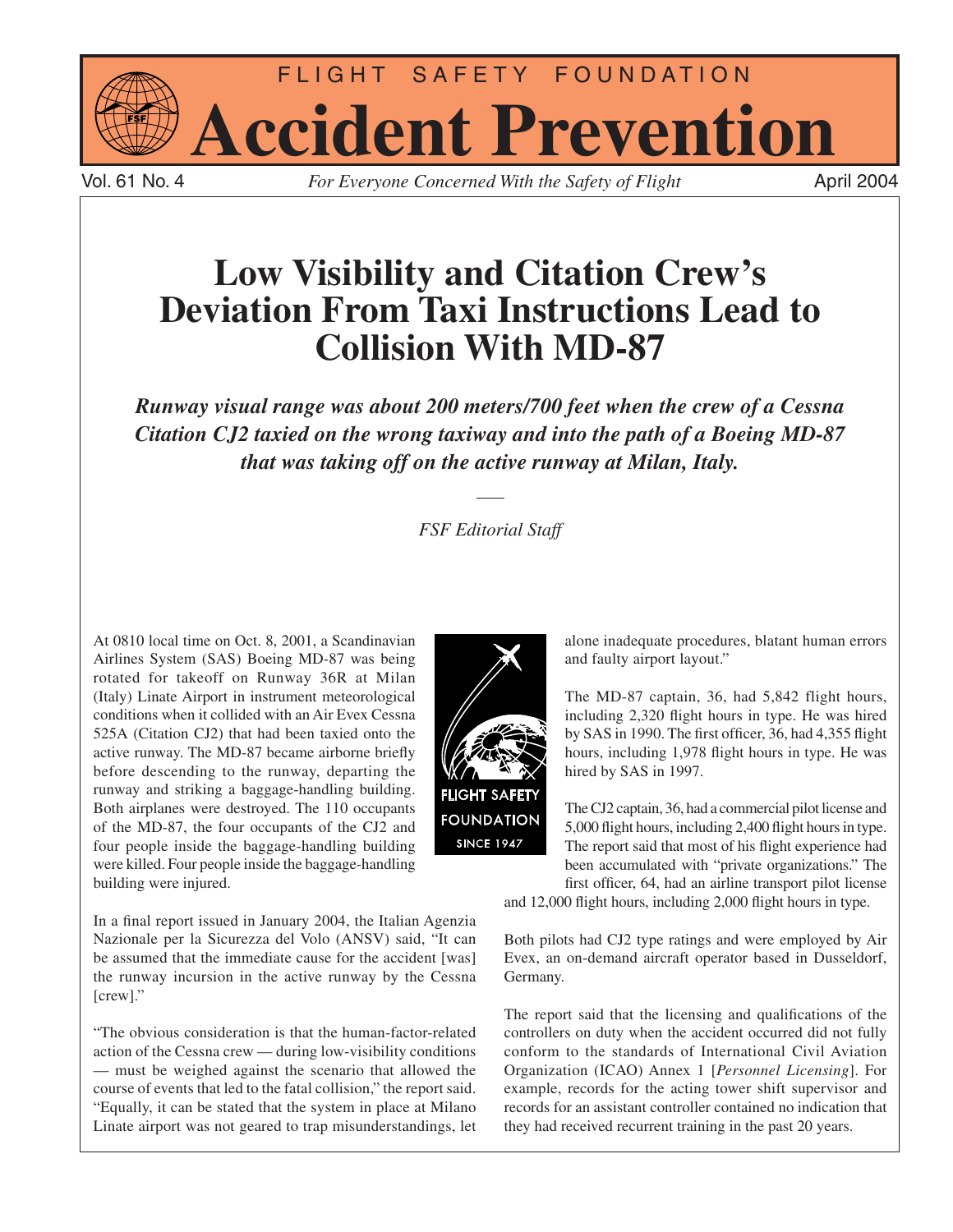# Low Visibility and Citation Crew's Deviation From Taxi Instructions Lead to Collision With MD-87

***Runway visual range was about 200 meters/700 feet when the crew of a Cessna Citation CJ2 taxied on the wrong taxiway and into the path of a Boeing MD-87 that was taking off on the active runway at Milan, Italy.***

*FSF Editorial Staff*

At 0810 local time on Oct. 8, 2001, a Scandinavian Airlines System (SAS) Boeing MD-87 was being rotated for takeoff on Runway 36R at Milan (Italy) Linate Airport in instrument meteorological conditions when it collided with an Air Evex Cessna 525A (Citation CJ2) that had been taxied onto the active runway. The MD-87 became airborne briefly before descending to the runway, departing the runway and striking a baggage-handling building. Both airplanes were destroyed. The 110 occupants of the MD-87, the four occupants of the CJ2 and four people inside the baggage-handling building were killed. Four people inside the baggage-handling building were injured.

In a final report issued in January 2004, the Italian Agenzia Nazionale per la Sicurezza del Volo (ANSV) said, "It can be assumed that the immediate cause for the accident [was] the runway incursion in the active runway by the Cessna [crew]."

"The obvious consideration is that the human-factor-related action of the Cessna crew — during low-visibility conditions — must be weighed against the scenario that allowed the course of events that led to the fatal collision," the report said. "Equally, it can be stated that the system in place at Milano Linate airport was not geared to trap misunderstandings, let alone inadequate procedures, blatant human errors and faulty airport layout."

The MD-87 captain, 36, had 5,842 flight hours, including 2,320 flight hours in type. He was hired by SAS in 1990. The first officer, 36, had 4,355 flight hours, including 1,978 flight hours in type. He was hired by SAS in 1997.

The CJ2 captain, 36, had a commercial pilot license and 5,000 flight hours, including 2,400 flight hours in type. The report said that most of his flight experience had been accumulated with "private organizations." The first officer, 64, had an airline transport pilot license and 12,000 flight hours, including 2,000 flight hours in type.

Both pilots had CJ2 type ratings and were employed by Air Evex, an on-demand aircraft operator based in Dusseldorf, Germany.

The report said that the licensing and qualifications of the controllers on duty when the accident occurred did not fully conform to the standards of International Civil Aviation Organization (ICAO) Annex 1 [*Personnel Licensing*]. For example, records for the acting tower shift supervisor and records for an assistant controller contained no indication that they had received recurrent training in the past 20 years.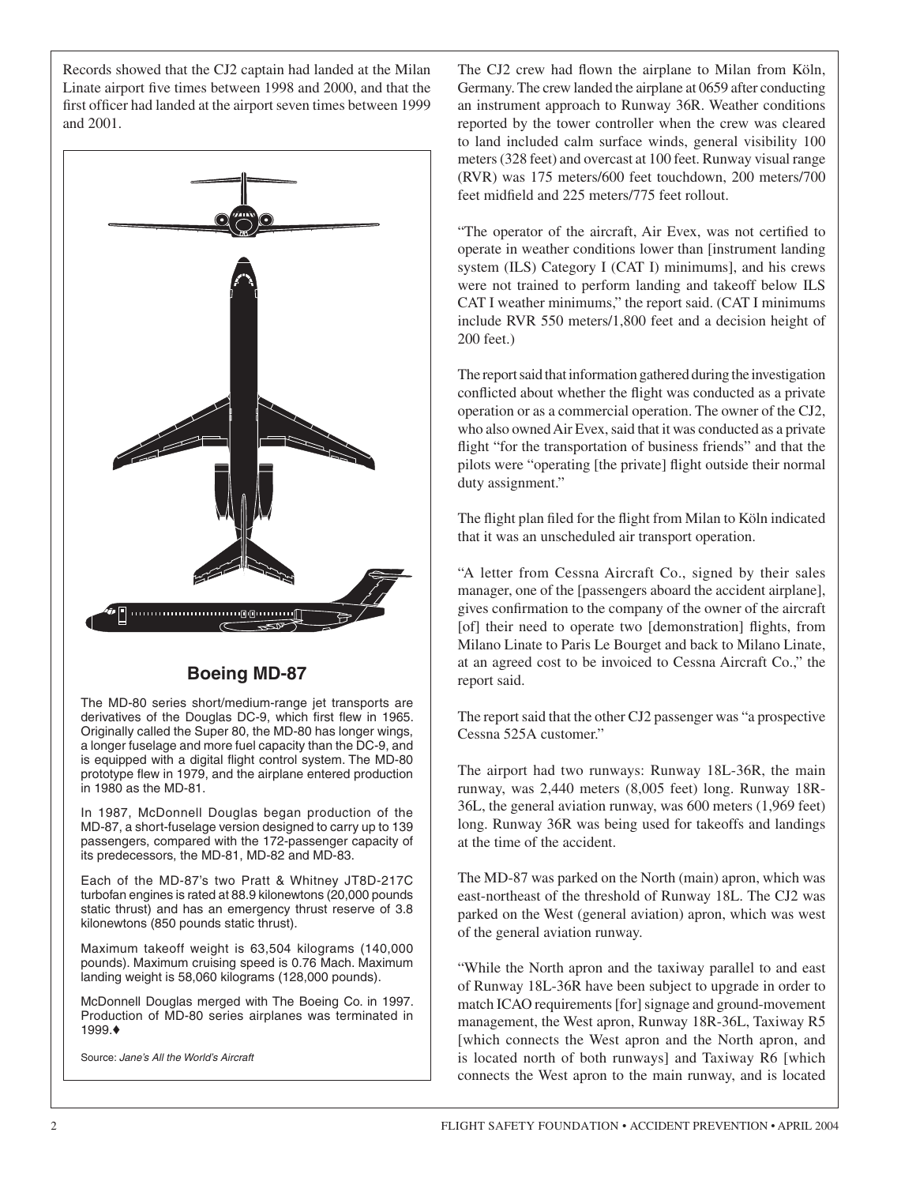Records showed that the CJ2 captain had landed at the Milan Linate airport five times between 1998 and 2000, and that the first officer had landed at the airport seven times between 1999 and 2001.

## Boeing MD-87

The MD-80 series short/medium-range jet transports are derivatives of the Douglas DC-9, which first flew in 1965. Originally called the Super 80, the MD-80 has longer wings, a longer fuselage and more fuel capacity than the DC-9, and is equipped with a digital flight control system. The MD-80 prototype flew in 1979, and the airplane entered production in 1980 as the MD-81.

In 1987, McDonnell Douglas began production of the MD-87, a short-fuselage version designed to carry up to 139 passengers, compared with the 172-passenger capacity of its predecessors, the MD-81, MD-82 and MD-83.

Each of the MD-87's two Pratt & Whitney JT8D-217C turbofan engines is rated at 88.9 kilonewtons (20,000 pounds static thrust) and has an emergency thrust reserve of 3.8 kilonewtons (850 pounds static thrust).

Maximum takeoff weight is 63,504 kilograms (140,000 pounds). Maximum cruising speed is 0.76 Mach. Maximum landing weight is 58,060 kilograms (128,000 pounds).

McDonnell Douglas merged with The Boeing Co. in 1997. Production of MD-80 series airplanes was terminated in 1999.♦

Source: *Jane's All the World's Aircraft*

The CJ2 crew had flown the airplane to Milan from Köln, Germany. The crew landed the airplane at 0659 after conducting an instrument approach to Runway 36R. Weather conditions reported by the tower controller when the crew was cleared to land included calm surface winds, general visibility 100 meters (328 feet) and overcast at 100 feet. Runway visual range (RVR) was 175 meters/600 feet touchdown, 200 meters/700 feet midfield and 225 meters/775 feet rollout.

"The operator of the aircraft, Air Evex, was not certified to operate in weather conditions lower than [instrument landing system (ILS) Category I (CAT I) minimums], and his crews were not trained to perform landing and takeoff below ILS CAT I weather minimums," the report said. (CAT I minimums include RVR 550 meters/1,800 feet and a decision height of 200 feet.)

The report said that information gathered during the investigation conflicted about whether the flight was conducted as a private operation or as a commercial operation. The owner of the CJ2, who also owned Air Evex, said that it was conducted as a private flight "for the transportation of business friends" and that the pilots were "operating [the private] flight outside their normal duty assignment."

The flight plan filed for the flight from Milan to Köln indicated that it was an unscheduled air transport operation.

"A letter from Cessna Aircraft Co., signed by their sales manager, one of the [passengers aboard the accident airplane], gives confirmation to the company of the owner of the aircraft [of] their need to operate two [demonstration] flights, from Milano Linate to Paris Le Bourget and back to Milano Linate, at an agreed cost to be invoiced to Cessna Aircraft Co.," the report said.

The report said that the other CJ2 passenger was "a prospective Cessna 525A customer."

The airport had two runways: Runway 18L-36R, the main runway, was 2,440 meters (8,005 feet) long. Runway 18R-36L, the general aviation runway, was 600 meters (1,969 feet) long. Runway 36R was being used for takeoffs and landings at the time of the accident.

The MD-87 was parked on the North (main) apron, which was east-northeast of the threshold of Runway 18L. The CJ2 was parked on the West (general aviation) apron, which was west of the general aviation runway.

"While the North apron and the taxiway parallel to and east of Runway 18L-36R have been subject to upgrade in order to match ICAO requirements [for] signage and ground-movement management, the West apron, Runway 18R-36L, Taxiway R5 [which connects the West apron and the North apron, and is located north of both runways] and Taxiway R6 [which connects the West apron to the main runway, and is located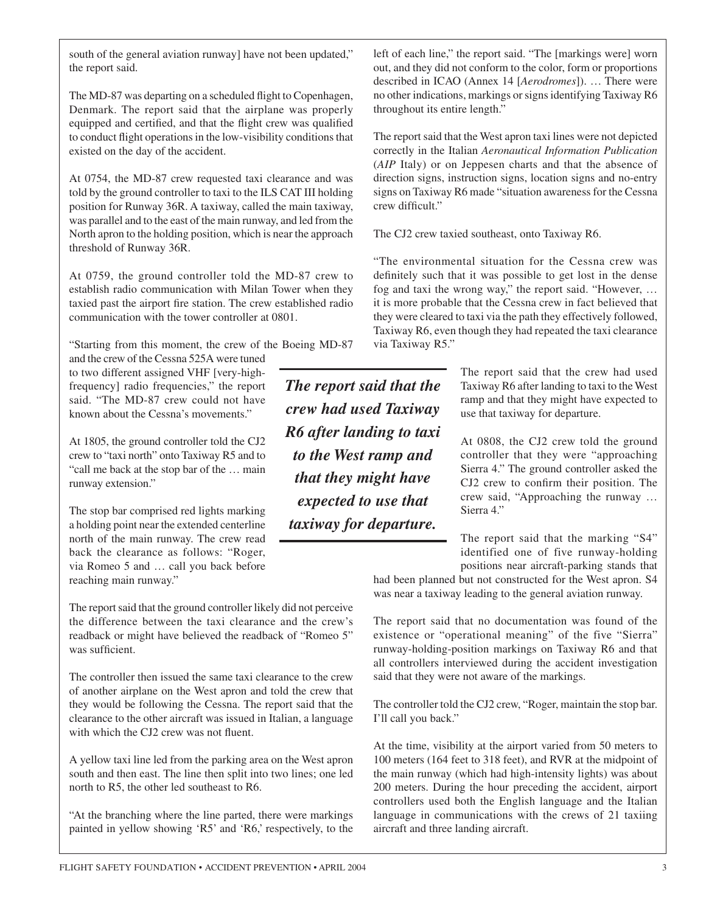south of the general aviation runway] have not been updated," the report said.

The MD-87 was departing on a scheduled flight to Copenhagen, Denmark. The report said that the airplane was properly equipped and certified, and that the flight crew was qualified to conduct flight operations in the low-visibility conditions that existed on the day of the accident.

At 0754, the MD-87 crew requested taxi clearance and was told by the ground controller to taxi to the ILS CAT III holding position for Runway 36R. A taxiway, called the main taxiway, was parallel and to the east of the main runway, and led from the North apron to the holding position, which is near the approach threshold of Runway 36R.

At 0759, the ground controller told the MD-87 crew to establish radio communication with Milan Tower when they taxied past the airport fire station. The crew established radio communication with the tower controller at 0801.

"Starting from this moment, the crew of the Boeing MD-87 and the crew of the Cessna 525A were tuned to two different assigned VHF [very-high-frequency] radio frequencies," the report said. "The MD-87 crew could not have known about the Cessna's movements."

At 1805, the ground controller told the CJ2 crew to "taxi north" onto Taxiway R5 and to "call me back at the stop bar of the … main runway extension."

The stop bar comprised red lights marking a holding point near the extended centerline north of the main runway. The crew read back the clearance as follows: "Roger, via Romeo 5 and … call you back before reaching main runway."

The report said that the ground controller likely did not perceive the difference between the taxi clearance and the crew's readback or might have believed the readback of "Romeo 5" was sufficient.

The controller then issued the same taxi clearance to the crew of another airplane on the West apron and told the crew that they would be following the Cessna. The report said that the clearance to the other aircraft was issued in Italian, a language with which the CJ2 crew was not fluent.

A yellow taxi line led from the parking area on the West apron south and then east. The line then split into two lines; one led north to R5, the other led southeast to R6.

"At the branching where the line parted, there were markings painted in yellow showing 'R5' and 'R6,' respectively, to the left of each line," the report said. "The [markings were] worn out, and they did not conform to the color, form or proportions described in ICAO (Annex 14 [*Aerodromes*]). … There were no other indications, markings or signs identifying Taxiway R6 throughout its entire length."

The report said that the West apron taxi lines were not depicted correctly in the Italian *Aeronautical Information Publication* (*AIP* Italy) or on Jeppesen charts and that the absence of direction signs, instruction signs, location signs and no-entry signs on Taxiway R6 made "situation awareness for the Cessna crew difficult."

The CJ2 crew taxied southeast, onto Taxiway R6.

"The environmental situation for the Cessna crew was definitely such that it was possible to get lost in the dense fog and taxi the wrong way," the report said. "However, … it is more probable that the Cessna crew in fact believed that they were cleared to taxi via the path they effectively followed, Taxiway R6, even though they had repeated the taxi clearance via Taxiway R5."

***The report said that the crew had used Taxiway R6 after landing to taxi to the West ramp and that they might have expected to use that taxiway for departure.***

The report said that the crew had used Taxiway R6 after landing to taxi to the West ramp and that they might have expected to use that taxiway for departure.

At 0808, the CJ2 crew told the ground controller that they were "approaching Sierra 4." The ground controller asked the CJ2 crew to confirm their position. The crew said, "Approaching the runway … Sierra 4."

The report said that the marking "S4" identified one of five runway-holding positions near aircraft-parking stands that had been planned but not constructed for the West apron. S4 was near a taxiway leading to the general aviation runway.

The report said that no documentation was found of the existence or "operational meaning" of the five "Sierra" runway-holding-position markings on Taxiway R6 and that all controllers interviewed during the accident investigation said that they were not aware of the markings.

The controller told the CJ2 crew, "Roger, maintain the stop bar. I'll call you back."

At the time, visibility at the airport varied from 50 meters to 100 meters (164 feet to 318 feet), and RVR at the midpoint of the main runway (which had high-intensity lights) was about 200 meters. During the hour preceding the accident, airport controllers used both the English language and the Italian language in communications with the crews of 21 taxiing aircraft and three landing aircraft.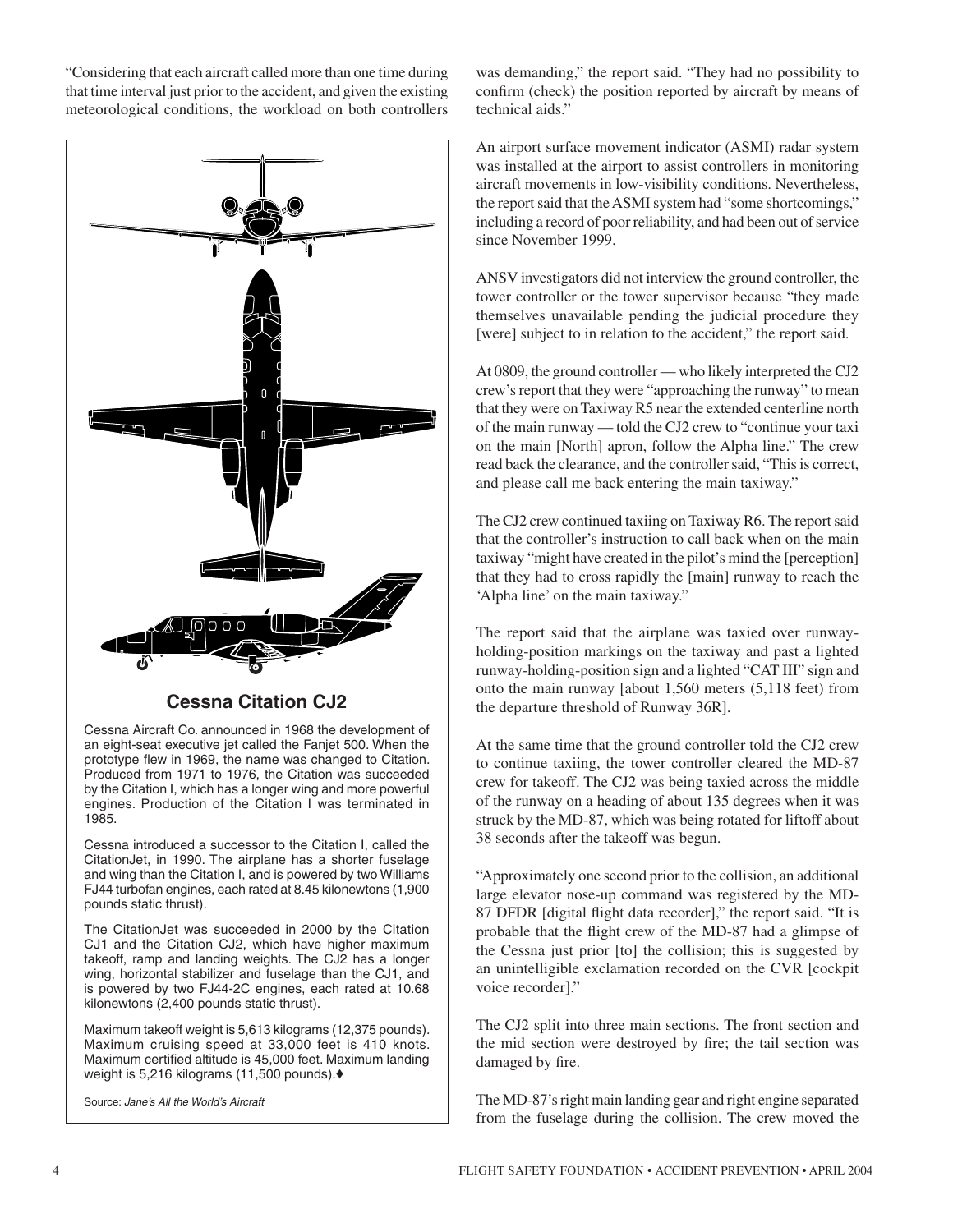"Considering that each aircraft called more than one time during that time interval just prior to the accident, and given the existing meteorological conditions, the workload on both controllers was demanding," the report said. "They had no possibility to confirm (check) the position reported by aircraft by means of technical aids."

An airport surface movement indicator (ASMI) radar system was installed at the airport to assist controllers in monitoring aircraft movements in low-visibility conditions. Nevertheless, the report said that the ASMI system had "some shortcomings," including a record of poor reliability, and had been out of service since November 1999.

ANSV investigators did not interview the ground controller, the tower controller or the tower supervisor because "they made themselves unavailable pending the judicial procedure they [were] subject to in relation to the accident," the report said.

At 0809, the ground controller — who likely interpreted the CJ2 crew's report that they were "approaching the runway" to mean that they were on Taxiway R5 near the extended centerline north of the main runway — told the CJ2 crew to "continue your taxi on the main [North] apron, follow the Alpha line." The crew read back the clearance, and the controller said, "This is correct, and please call me back entering the main taxiway."

The CJ2 crew continued taxiing on Taxiway R6. The report said that the controller's instruction to call back when on the main taxiway "might have created in the pilot's mind the [perception] that they had to cross rapidly the [main] runway to reach the 'Alpha line' on the main taxiway."

The report said that the airplane was taxied over runway-holding-position markings on the taxiway and past a lighted runway-holding-position sign and a lighted "CAT III" sign and onto the main runway [about 1,560 meters (5,118 feet) from the departure threshold of Runway 36R].

At the same time that the ground controller told the CJ2 crew to continue taxiing, the tower controller cleared the MD-87 crew for takeoff. The CJ2 was being taxied across the middle of the runway on a heading of about 135 degrees when it was struck by the MD-87, which was being rotated for liftoff about 38 seconds after the takeoff was begun.

"Approximately one second prior to the collision, an additional large elevator nose-up command was registered by the MD-87 DFDR [digital flight data recorder]," the report said. "It is probable that the flight crew of the MD-87 had a glimpse of the Cessna just prior [to] the collision; this is suggested by an unintelligible exclamation recorded on the CVR [cockpit voice recorder]."

The CJ2 split into three main sections. The front section and the mid section were destroyed by fire; the tail section was damaged by fire.

The MD-87's right main landing gear and right engine separated from the fuselage during the collision. The crew moved the

## Cessna Citation CJ2

Cessna Aircraft Co. announced in 1968 the development of an eight-seat executive jet called the Fanjet 500. When the prototype flew in 1969, the name was changed to Citation. Produced from 1971 to 1976, the Citation was succeeded by the Citation I, which has a longer wing and more powerful engines. Production of the Citation I was terminated in 1985.

Cessna introduced a successor to the Citation I, called the CitationJet, in 1990. The airplane has a shorter fuselage and wing than the Citation I, and is powered by two Williams FJ44 turbofan engines, each rated at 8.45 kilonewtons (1,900 pounds static thrust).

The CitationJet was succeeded in 2000 by the Citation CJ1 and the Citation CJ2, which have higher maximum takeoff, ramp and landing weights. The CJ2 has a longer wing, horizontal stabilizer and fuselage than the CJ1, and is powered by two FJ44-2C engines, each rated at 10.68 kilonewtons (2,400 pounds static thrust).

Maximum takeoff weight is 5,613 kilograms (12,375 pounds). Maximum cruising speed at 33,000 feet is 410 knots. Maximum certified altitude is 45,000 feet. Maximum landing weight is 5,216 kilograms (11,500 pounds).♦

Source: *Jane's All the World's Aircraft*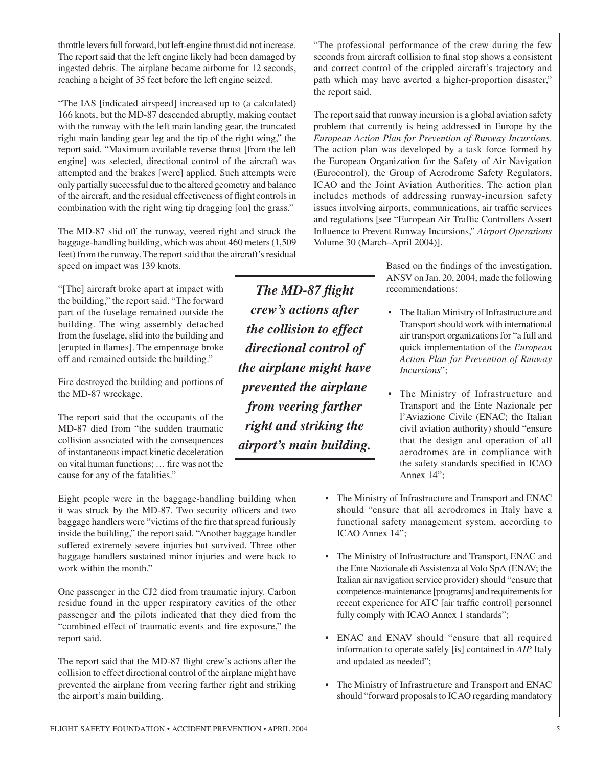throttle levers full forward, but left-engine thrust did not increase. The report said that the left engine likely had been damaged by ingested debris. The airplane became airborne for 12 seconds, reaching a height of 35 feet before the left engine seized.

"The IAS [indicated airspeed] increased up to (a calculated) 166 knots, but the MD-87 descended abruptly, making contact with the runway with the left main landing gear, the truncated right main landing gear leg and the tip of the right wing," the report said. "Maximum available reverse thrust [from the left engine] was selected, directional control of the aircraft was attempted and the brakes [were] applied. Such attempts were only partially successful due to the altered geometry and balance of the aircraft, and the residual effectiveness of flight controls in combination with the right wing tip dragging [on] the grass."

The MD-87 slid off the runway, veered right and struck the baggage-handling building, which was about 460 meters (1,509 feet) from the runway. The report said that the aircraft's residual speed on impact was 139 knots.

"[The] aircraft broke apart at impact with the building," the report said. "The forward part of the fuselage remained outside the building. The wing assembly detached from the fuselage, slid into the building and [erupted in flames]. The empennage broke off and remained outside the building."

Fire destroyed the building and portions of the MD-87 wreckage.

The report said that the occupants of the MD-87 died from "the sudden traumatic collision associated with the consequences of instantaneous impact kinetic deceleration on vital human functions; … fire was not the cause for any of the fatalities."

Eight people were in the baggage-handling building when it was struck by the MD-87. Two security officers and two baggage handlers were "victims of the fire that spread furiously inside the building," the report said. "Another baggage handler suffered extremely severe injuries but survived. Three other baggage handlers sustained minor injuries and were back to work within the month."

One passenger in the CJ2 died from traumatic injury. Carbon residue found in the upper respiratory cavities of the other passenger and the pilots indicated that they died from the "combined effect of traumatic events and fire exposure," the report said.

The report said that the MD-87 flight crew's actions after the collision to effect directional control of the airplane might have prevented the airplane from veering farther right and striking the airport's main building.

***The MD-87 flight crew's actions after the collision to effect directional control of the airplane might have prevented the airplane from veering farther right and striking the airport's main building.***

"The professional performance of the crew during the few seconds from aircraft collision to final stop shows a consistent and correct control of the crippled aircraft's trajectory and path which may have averted a higher-proportion disaster," the report said.

The report said that runway incursion is a global aviation safety problem that currently is being addressed in Europe by the *European Action Plan for Prevention of Runway Incursions*. The action plan was developed by a task force formed by the European Organization for the Safety of Air Navigation (Eurocontrol), the Group of Aerodrome Safety Regulators, ICAO and the Joint Aviation Authorities. The action plan includes methods of addressing runway-incursion safety issues involving airports, communications, air traffic services and regulations [see "European Air Traffic Controllers Assert Influence to Prevent Runway Incursions," *Airport Operations* Volume 30 (March–April 2004)].

Based on the findings of the investigation, ANSV on Jan. 20, 2004, made the following recommendations:

- The Italian Ministry of Infrastructure and Transport should work with international air transport organizations for "a full and quick implementation of the *European Action Plan for Prevention of Runway Incursions*";
- The Ministry of Infrastructure and Transport and the Ente Nazionale per l'Aviazione Civile (ENAC; the Italian civil aviation authority) should "ensure that the design and operation of all aerodromes are in compliance with the safety standards specified in ICAO Annex 14";
- The Ministry of Infrastructure and Transport and ENAC should "ensure that all aerodromes in Italy have a functional safety management system, according to ICAO Annex 14";
- The Ministry of Infrastructure and Transport, ENAC and the Ente Nazionale di Assistenza al Volo SpA (ENAV; the Italian air navigation service provider) should "ensure that competence-maintenance [programs] and requirements for recent experience for ATC [air traffic control] personnel fully comply with ICAO Annex 1 standards";
- ENAC and ENAV should "ensure that all required information to operate safely [is] contained in *AIP* Italy and updated as needed";
- The Ministry of Infrastructure and Transport and ENAC should "forward proposals to ICAO regarding mandatory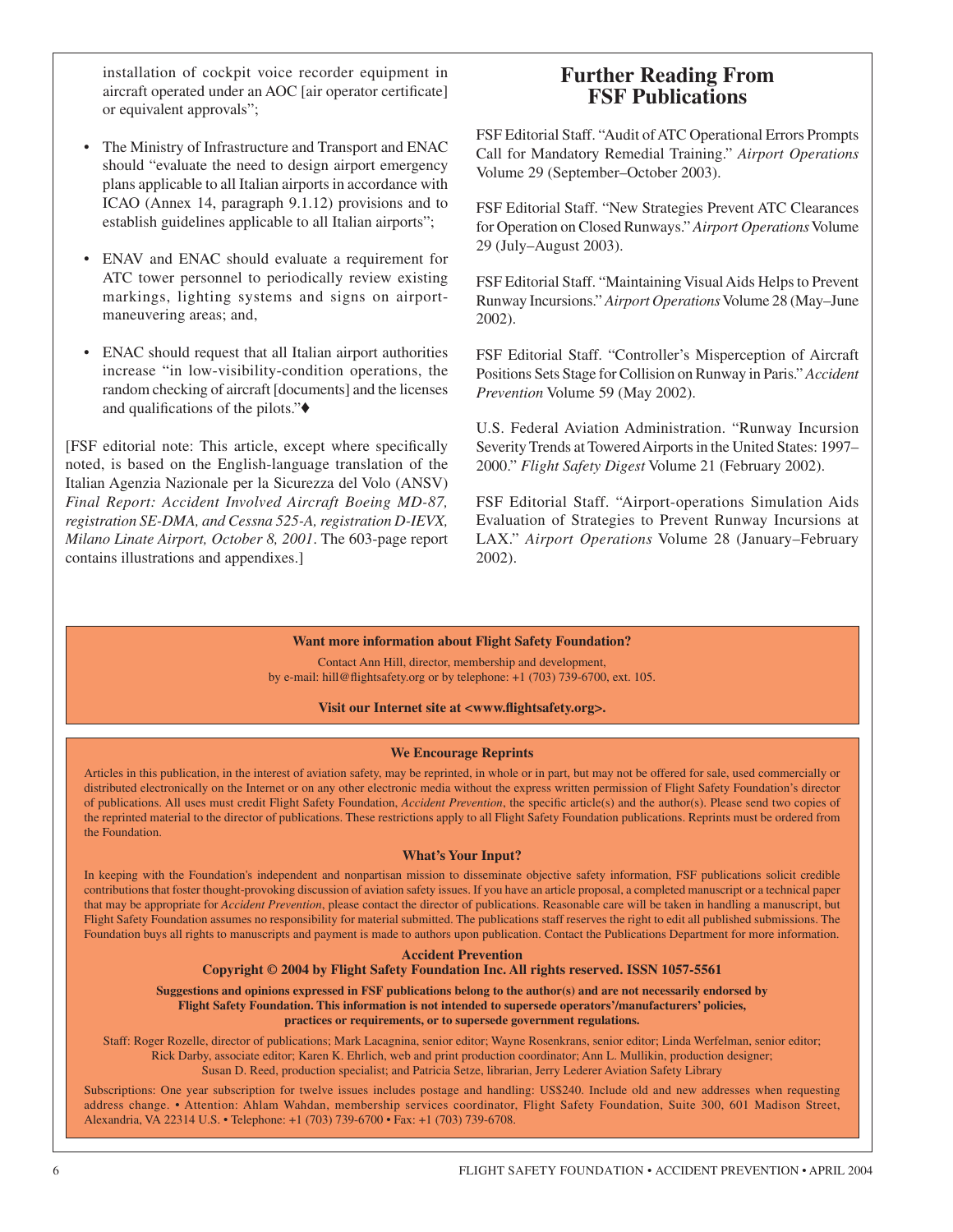installation of cockpit voice recorder equipment in aircraft operated under an AOC [air operator certificate] or equivalent approvals";

- The Ministry of Infrastructure and Transport and ENAC should "evaluate the need to design airport emergency plans applicable to all Italian airports in accordance with ICAO (Annex 14, paragraph 9.1.12) provisions and to establish guidelines applicable to all Italian airports";
- ENAV and ENAC should evaluate a requirement for ATC tower personnel to periodically review existing markings, lighting systems and signs on airport-maneuvering areas; and,
- ENAC should request that all Italian airport authorities increase "in low-visibility-condition operations, the random checking of aircraft [documents] and the licenses and qualifications of the pilots."♦

[FSF editorial note: This article, except where specifically noted, is based on the English-language translation of the Italian Agenzia Nazionale per la Sicurezza del Volo (ANSV) *Final Report: Accident Involved Aircraft Boeing MD-87, registration SE-DMA, and Cessna 525-A, registration D-IEVX, Milano Linate Airport, October 8, 2001*. The 603-page report contains illustrations and appendixes.]

## Further Reading From FSF Publications

FSF Editorial Staff. "Audit of ATC Operational Errors Prompts Call for Mandatory Remedial Training." *Airport Operations* Volume 29 (September–October 2003).

FSF Editorial Staff. "New Strategies Prevent ATC Clearances for Operation on Closed Runways." *Airport Operations* Volume 29 (July–August 2003).

FSF Editorial Staff. "Maintaining Visual Aids Helps to Prevent Runway Incursions." *Airport Operations* Volume 28 (May–June 2002).

FSF Editorial Staff. "Controller's Misperception of Aircraft Positions Sets Stage for Collision on Runway in Paris." *Accident Prevention* Volume 59 (May 2002).

U.S. Federal Aviation Administration. "Runway Incursion Severity Trends at Towered Airports in the United States: 1997–2000." *Flight Safety Digest* Volume 21 (February 2002).

FSF Editorial Staff. "Airport-operations Simulation Aids Evaluation of Strategies to Prevent Runway Incursions at LAX." *Airport Operations* Volume 28 (January–February 2002).

**Want more information about Flight Safety Foundation?**

Contact Ann Hill, director, membership and development, by e-mail: hill@flightsafety.org or by telephone: +1 (703) 739-6700, ext. 105.

**Visit our Internet site at <www.flightsafety.org>.**

**We Encourage Reprints**

Articles in this publication, in the interest of aviation safety, may be reprinted, in whole or in part, but may not be offered for sale, used commercially or distributed electronically on the Internet or on any other electronic media without the express written permission of Flight Safety Foundation's director of publications. All uses must credit Flight Safety Foundation, *Accident Prevention*, the specific article(s) and the author(s). Please send two copies of the reprinted material to the director of publications. These restrictions apply to all Flight Safety Foundation publications. Reprints must be ordered from the Foundation.

**What's Your Input?**

In keeping with the Foundation's independent and nonpartisan mission to disseminate objective safety information, FSF publications solicit credible contributions that foster thought-provoking discussion of aviation safety issues. If you have an article proposal, a completed manuscript or a technical paper that may be appropriate for *Accident Prevention*, please contact the director of publications. Reasonable care will be taken in handling a manuscript, but Flight Safety Foundation assumes no responsibility for material submitted. The publications staff reserves the right to edit all published submissions. The Foundation buys all rights to manuscripts and payment is made to authors upon publication. Contact the Publications Department for more information.

**Accident Prevention**

**Copyright © 2004 by Flight Safety Foundation Inc. All rights reserved. ISSN 1057-5561**

**Suggestions and opinions expressed in FSF publications belong to the author(s) and are not necessarily endorsed by Flight Safety Foundation. This information is not intended to supersede operators'/manufacturers' policies, practices or requirements, or to supersede government regulations.**

Staff: Roger Rozelle, director of publications; Mark Lacagnina, senior editor; Wayne Rosenkrans, senior editor; Linda Werfelman, senior editor; Rick Darby, associate editor; Karen K. Ehrlich, web and print production coordinator; Ann L. Mullikin, production designer; Susan D. Reed, production specialist; and Patricia Setze, librarian, Jerry Lederer Aviation Safety Library

Subscriptions: One year subscription for twelve issues includes postage and handling: US$240. Include old and new addresses when requesting address change. • Attention: Ahlam Wahdan, membership services coordinator, Flight Safety Foundation, Suite 300, 601 Madison Street, Alexandria, VA 22314 U.S. • Telephone: +1 (703) 739-6700 • Fax: +1 (703) 739-6708.